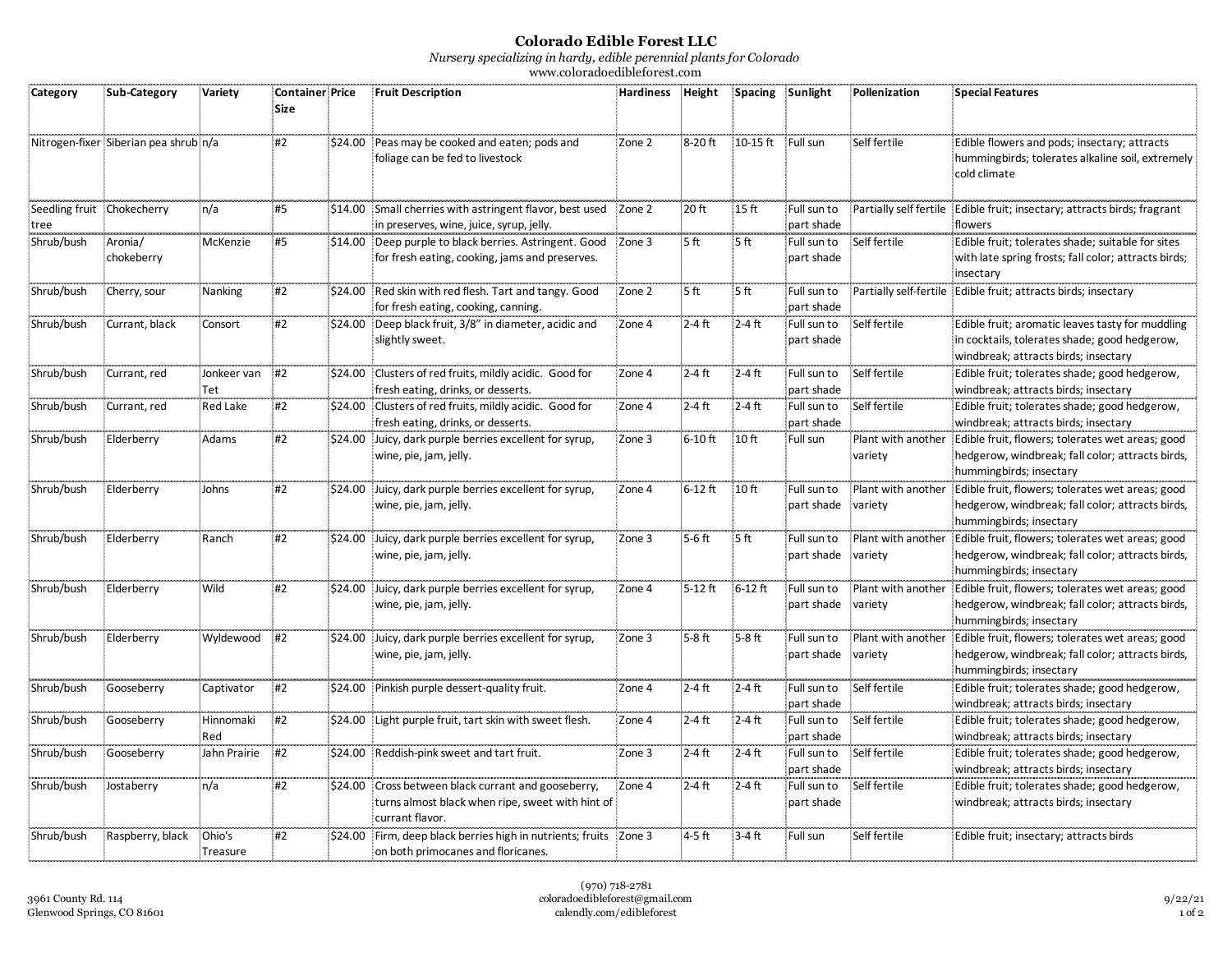# Colorado Edible Forest LLC

*Nursery specializing in hardy, edible perennial plants for Colorado*

www.coloradoedibleforest.com

| Category | Sub-Category | Variety | Container Size | Price | Fruit Description | Hardiness | Height | Spacing | Sunlight | Pollenization | Special Features |
|---|---|---|---|---|---|---|---|---|---|---|---|
| Nitrogen-fixer | Siberian pea shrub | n/a | #2 | $24.00 | Peas may be cooked and eaten; pods and foliage can be fed to livestock | Zone 2 | 8-20 ft | 10-15 ft | Full sun | Self fertile | Edible flowers and pods; insectary; attracts hummingbirds; tolerates alkaline soil, extremely cold climate |
| Seedling fruit tree | Chokecherry | n/a | #5 | $14.00 | Small cherries with astringent flavor, best used in preserves, wine, juice, syrup, jelly. | Zone 2 | 20 ft | 15 ft | Full sun to part shade | Partially self fertile | Edible fruit; insectary; attracts birds; fragrant flowers |
| Shrub/bush | Aronia/ chokeberry | McKenzie | #5 | $14.00 | Deep purple to black berries. Astringent. Good for fresh eating, cooking, jams and preserves. | Zone 3 | 5 ft | 5 ft | Full sun to part shade | Self fertile | Edible fruit; tolerates shade; suitable for sites with late spring frosts; fall color; attracts birds; insectary |
| Shrub/bush | Cherry, sour | Nanking | #2 | $24.00 | Red skin with red flesh. Tart and tangy. Good for fresh eating, cooking, canning. | Zone 2 | 5 ft | 5 ft | Full sun to part shade | Partially self-fertile | Edible fruit; attracts birds; insectary |
| Shrub/bush | Currant, black | Consort | #2 | $24.00 | Deep black fruit, 3/8" in diameter, acidic and slightly sweet. | Zone 4 | 2-4 ft | 2-4 ft | Full sun to part shade | Self fertile | Edible fruit; aromatic leaves tasty for muddling in cocktails, tolerates shade; good hedgerow, windbreak; attracts birds; insectary |
| Shrub/bush | Currant, red | Jonkeer van Tet | #2 | $24.00 | Clusters of red fruits, mildly acidic. Good for fresh eating, drinks, or desserts. | Zone 4 | 2-4 ft | 2-4 ft | Full sun to part shade | Self fertile | Edible fruit; tolerates shade; good hedgerow, windbreak; attracts birds; insectary |
| Shrub/bush | Currant, red | Red Lake | #2 | $24.00 | Clusters of red fruits, mildly acidic. Good for fresh eating, drinks, or desserts. | Zone 4 | 2-4 ft | 2-4 ft | Full sun to part shade | Self fertile | Edible fruit; tolerates shade; good hedgerow, windbreak; attracts birds; insectary |
| Shrub/bush | Elderberry | Adams | #2 | $24.00 | Juicy, dark purple berries excellent for syrup, wine, pie, jam, jelly. | Zone 3 | 6-10 ft | 10 ft | Full sun | Plant with another variety | Edible fruit, flowers; tolerates wet areas; good hedgerow, windbreak; fall color; attracts birds, hummingbirds; insectary |
| Shrub/bush | Elderberry | Johns | #2 | $24.00 | Juicy, dark purple berries excellent for syrup, wine, pie, jam, jelly. | Zone 4 | 6-12 ft | 10 ft | Full sun to part shade | Plant with another variety | Edible fruit, flowers; tolerates wet areas; good hedgerow, windbreak; fall color; attracts birds, hummingbirds; insectary |
| Shrub/bush | Elderberry | Ranch | #2 | $24.00 | Juicy, dark purple berries excellent for syrup, wine, pie, jam, jelly. | Zone 3 | 5-6 ft | 5 ft | Full sun to part shade | Plant with another variety | Edible fruit, flowers; tolerates wet areas; good hedgerow, windbreak; fall color; attracts birds, hummingbirds; insectary |
| Shrub/bush | Elderberry | Wild | #2 | $24.00 | Juicy, dark purple berries excellent for syrup, wine, pie, jam, jelly. | Zone 4 | 5-12 ft | 6-12 ft | Full sun to part shade | Plant with another variety | Edible fruit, flowers; tolerates wet areas; good hedgerow, windbreak; fall color; attracts birds, hummingbirds; insectary |
| Shrub/bush | Elderberry | Wyldewood | #2 | $24.00 | Juicy, dark purple berries excellent for syrup, wine, pie, jam, jelly. | Zone 3 | 5-8 ft | 5-8 ft | Full sun to part shade | Plant with another variety | Edible fruit, flowers; tolerates wet areas; good hedgerow, windbreak; fall color; attracts birds, hummingbirds; insectary |
| Shrub/bush | Gooseberry | Captivator | #2 | $24.00 | Pinkish purple dessert-quality fruit. | Zone 4 | 2-4 ft | 2-4 ft | Full sun to part shade | Self fertile | Edible fruit; tolerates shade; good hedgerow, windbreak; attracts birds; insectary |
| Shrub/bush | Gooseberry | Hinnomaki Red | #2 | $24.00 | Light purple fruit, tart skin with sweet flesh. | Zone 4 | 2-4 ft | 2-4 ft | Full sun to part shade | Self fertile | Edible fruit; tolerates shade; good hedgerow, windbreak; attracts birds; insectary |
| Shrub/bush | Gooseberry | Jahn Prairie | #2 | $24.00 | Reddish-pink sweet and tart fruit. | Zone 3 | 2-4 ft | 2-4 ft | Full sun to part shade | Self fertile | Edible fruit; tolerates shade; good hedgerow, windbreak; attracts birds; insectary |
| Shrub/bush | Jostaberry | n/a | #2 | $24.00 | Cross between black currant and gooseberry, turns almost black when ripe, sweet with hint of currant flavor. | Zone 4 | 2-4 ft | 2-4 ft | Full sun to part shade | Self fertile | Edible fruit; tolerates shade; good hedgerow, windbreak; attracts birds; insectary |
| Shrub/bush | Raspberry, black | Ohio's Treasure | #2 | $24.00 | Firm, deep black berries high in nutrients; fruits on both primocanes and floricanes. | Zone 3 | 4-5 ft | 3-4 ft | Full sun | Self fertile | Edible fruit; insectary; attracts birds |

3961 County Rd. 114
Glenwood Springs, CO 81601

(970) 718-2781
coloradoedibleforest@gmail.com
calendly.com/edibleforest

9/22/21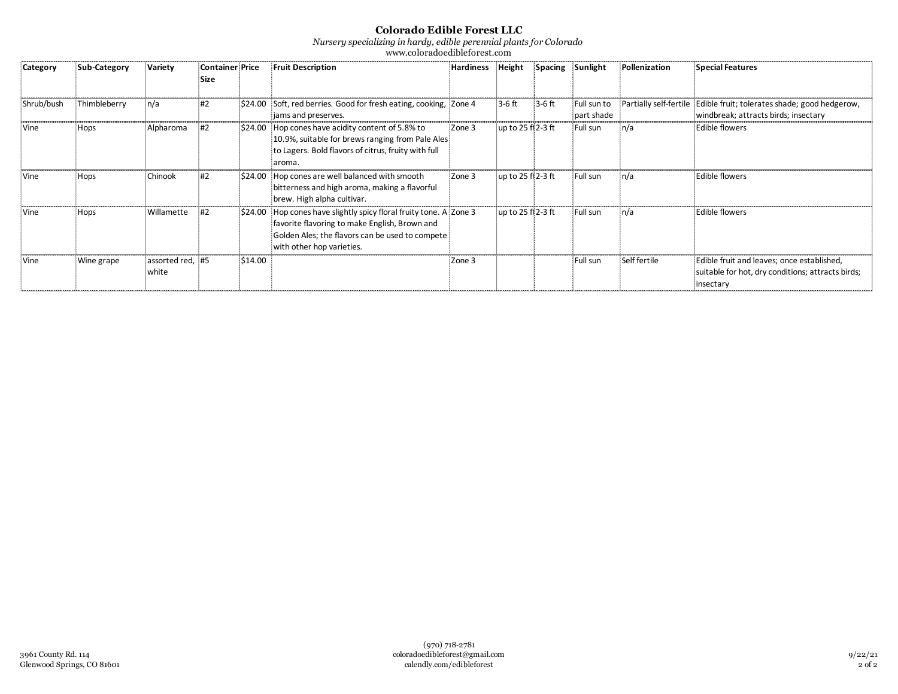# Colorado Edible Forest LLC

*Nursery specializing in hardy, edible perennial plants for Colorado*

www.coloradoedibleforest.com

| Category | Sub-Category | Variety | Container Size | Price | Fruit Description | Hardiness | Height | Spacing | Sunlight | Pollenization | Special Features |
|---|---|---|---|---|---|---|---|---|---|---|---|
| Shrub/bush | Thimbleberry | n/a | #2 | $24.00 | Soft, red berries. Good for fresh eating, cooking, jams and preserves. | Zone 4 | 3-6 ft | 3-6 ft | Full sun to part shade | Partially self-fertile | Edible fruit; tolerates shade; good hedgerow, windbreak; attracts birds; insectary |
| Vine | Hops | Alpharoma | #2 | $24.00 | Hop cones have acidity content of 5.8% to 10.9%, suitable for brews ranging from Pale Ales to Lagers. Bold flavors of citrus, fruity with full aroma. | Zone 3 | up to 25 ft | 2-3 ft | Full sun | n/a | Edible flowers |
| Vine | Hops | Chinook | #2 | $24.00 | Hop cones are well balanced with smooth bitterness and high aroma, making a flavorful brew. High alpha cultivar. | Zone 3 | up to 25 ft | 2-3 ft | Full sun | n/a | Edible flowers |
| Vine | Hops | Willamette | #2 | $24.00 | Hop cones have slightly spicy floral fruity tone. A favorite flavoring to make English, Brown and Golden Ales; the flavors can be used to compete with other hop varieties. | Zone 3 | up to 25 ft | 2-3 ft | Full sun | n/a | Edible flowers |
| Vine | Wine grape | assorted red, white | #5 | $14.00 | | Zone 3 | | | Full sun | Self fertile | Edible fruit and leaves; once established, suitable for hot, dry conditions; attracts birds; insectary |

3961 County Rd. 114
Glenwood Springs, CO 81601

(970) 718-2781
coloradoedibleforest@gmail.com
calendly.com/edibleforest

9/22/21